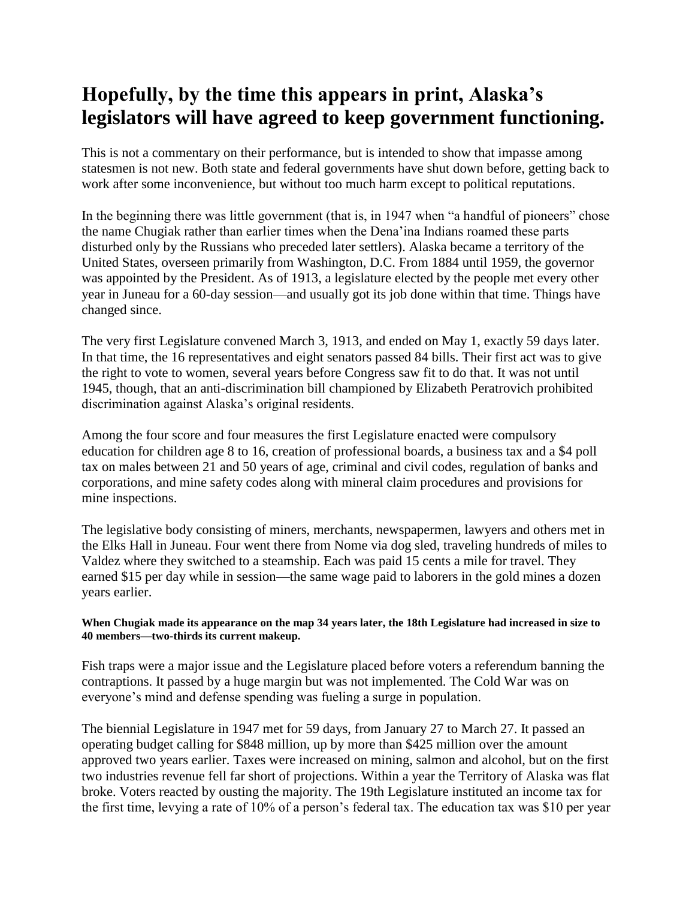# Hopefully, by the time this appears in print, Alaska's legislators will have agreed to keep government functioning.

This is not a commentary on their performance, but is intended to show that impasse among statesmen is not new. Both state and federal governments have shut down before, getting back to work after some inconvenience, but without too much harm except to political reputations.

In the beginning there was little government (that is, in 1947 when "a handful of pioneers" chose the name Chugiak rather than earlier times when the Dena'ina Indians roamed these parts disturbed only by the Russians who preceded later settlers). Alaska became a territory of the United States, overseen primarily from Washington, D.C. From 1884 until 1959, the governor was appointed by the President. As of 1913, a legislature elected by the people met every other year in Juneau for a 60-day session—and usually got its job done within that time. Things have changed since.

The very first Legislature convened March 3, 1913, and ended on May 1, exactly 59 days later. In that time, the 16 representatives and eight senators passed 84 bills. Their first act was to give the right to vote to women, several years before Congress saw fit to do that. It was not until 1945, though, that an anti-discrimination bill championed by Elizabeth Peratrovich prohibited discrimination against Alaska's original residents.

Among the four score and four measures the first Legislature enacted were compulsory education for children age 8 to 16, creation of professional boards, a business tax and a $4 poll tax on males between 21 and 50 years of age, criminal and civil codes, regulation of banks and corporations, and mine safety codes along with mineral claim procedures and provisions for mine inspections.

The legislative body consisting of miners, merchants, newspapermen, lawyers and others met in the Elks Hall in Juneau. Four went there from Nome via dog sled, traveling hundreds of miles to Valdez where they switched to a steamship. Each was paid 15 cents a mile for travel. They earned $15 per day while in session—the same wage paid to laborers in the gold mines a dozen years earlier.

**When Chugiak made its appearance on the map 34 years later, the 18th Legislature had increased in size to 40 members—two-thirds its current makeup.**

Fish traps were a major issue and the Legislature placed before voters a referendum banning the contraptions. It passed by a huge margin but was not implemented. The Cold War was on everyone's mind and defense spending was fueling a surge in population.

The biennial Legislature in 1947 met for 59 days, from January 27 to March 27. It passed an operating budget calling for $848 million, up by more than $425 million over the amount approved two years earlier. Taxes were increased on mining, salmon and alcohol, but on the first two industries revenue fell far short of projections. Within a year the Territory of Alaska was flat broke. Voters reacted by ousting the majority. The 19th Legislature instituted an income tax for the first time, levying a rate of 10% of a person's federal tax. The education tax was $10 per year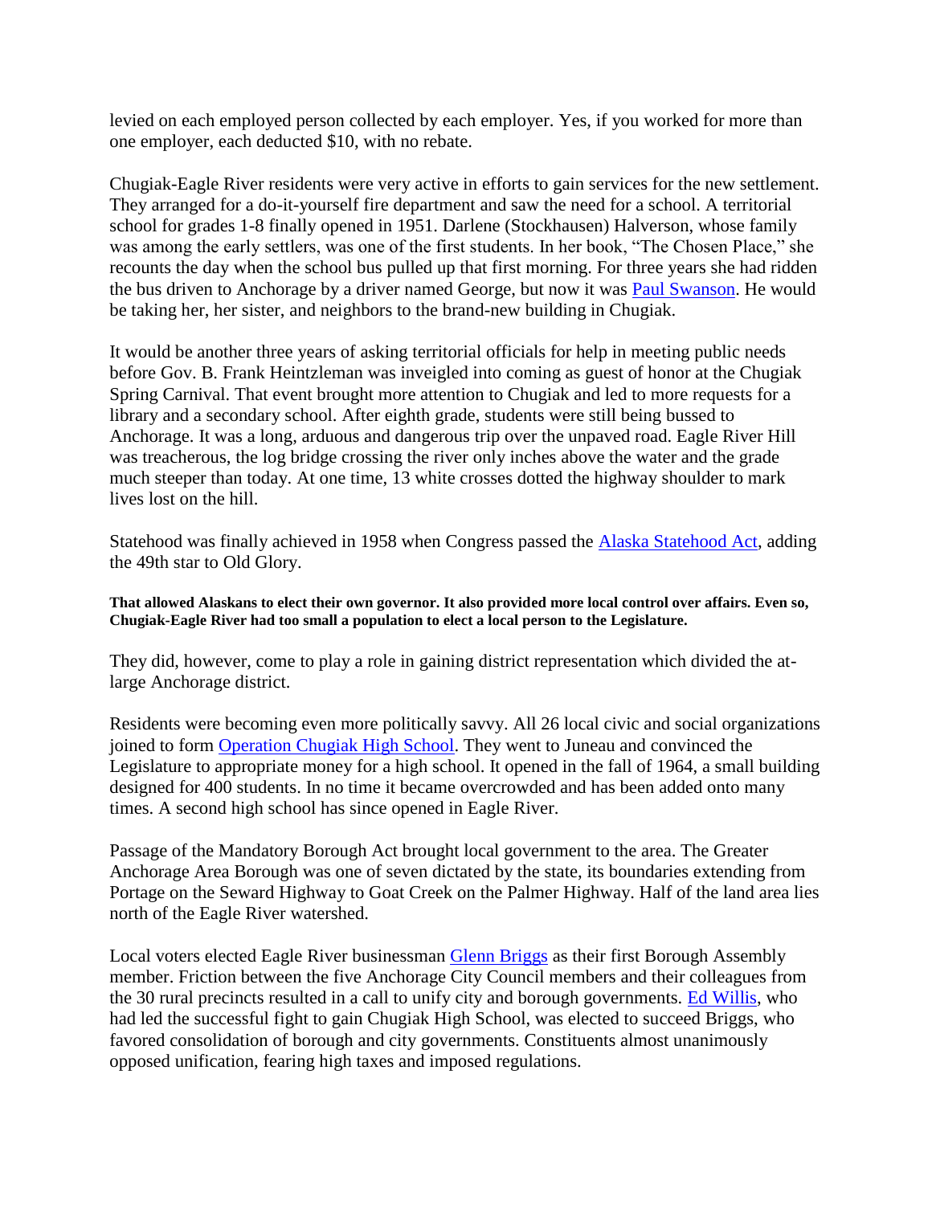levied on each employed person collected by each employer. Yes, if you worked for more than one employer, each deducted $10, with no rebate.

Chugiak-Eagle River residents were very active in efforts to gain services for the new settlement. They arranged for a do-it-yourself fire department and saw the need for a school. A territorial school for grades 1-8 finally opened in 1951. Darlene (Stockhausen) Halverson, whose family was among the early settlers, was one of the first students. In her book, "The Chosen Place," she recounts the day when the school bus pulled up that first morning. For three years she had ridden the bus driven to Anchorage by a driver named George, but now it was Paul Swanson. He would be taking her, her sister, and neighbors to the brand-new building in Chugiak.

It would be another three years of asking territorial officials for help in meeting public needs before Gov. B. Frank Heintzleman was inveigled into coming as guest of honor at the Chugiak Spring Carnival. That event brought more attention to Chugiak and led to more requests for a library and a secondary school. After eighth grade, students were still being bussed to Anchorage. It was a long, arduous and dangerous trip over the unpaved road. Eagle River Hill was treacherous, the log bridge crossing the river only inches above the water and the grade much steeper than today. At one time, 13 white crosses dotted the highway shoulder to mark lives lost on the hill.

Statehood was finally achieved in 1958 when Congress passed the Alaska Statehood Act, adding the 49th star to Old Glory.

**That allowed Alaskans to elect their own governor. It also provided more local control over affairs. Even so, Chugiak-Eagle River had too small a population to elect a local person to the Legislature.**

They did, however, come to play a role in gaining district representation which divided the at-large Anchorage district.

Residents were becoming even more politically savvy. All 26 local civic and social organizations joined to form Operation Chugiak High School. They went to Juneau and convinced the Legislature to appropriate money for a high school. It opened in the fall of 1964, a small building designed for 400 students. In no time it became overcrowded and has been added onto many times. A second high school has since opened in Eagle River.

Passage of the Mandatory Borough Act brought local government to the area. The Greater Anchorage Area Borough was one of seven dictated by the state, its boundaries extending from Portage on the Seward Highway to Goat Creek on the Palmer Highway. Half of the land area lies north of the Eagle River watershed.

Local voters elected Eagle River businessman Glenn Briggs as their first Borough Assembly member. Friction between the five Anchorage City Council members and their colleagues from the 30 rural precincts resulted in a call to unify city and borough governments. Ed Willis, who had led the successful fight to gain Chugiak High School, was elected to succeed Briggs, who favored consolidation of borough and city governments. Constituents almost unanimously opposed unification, fearing high taxes and imposed regulations.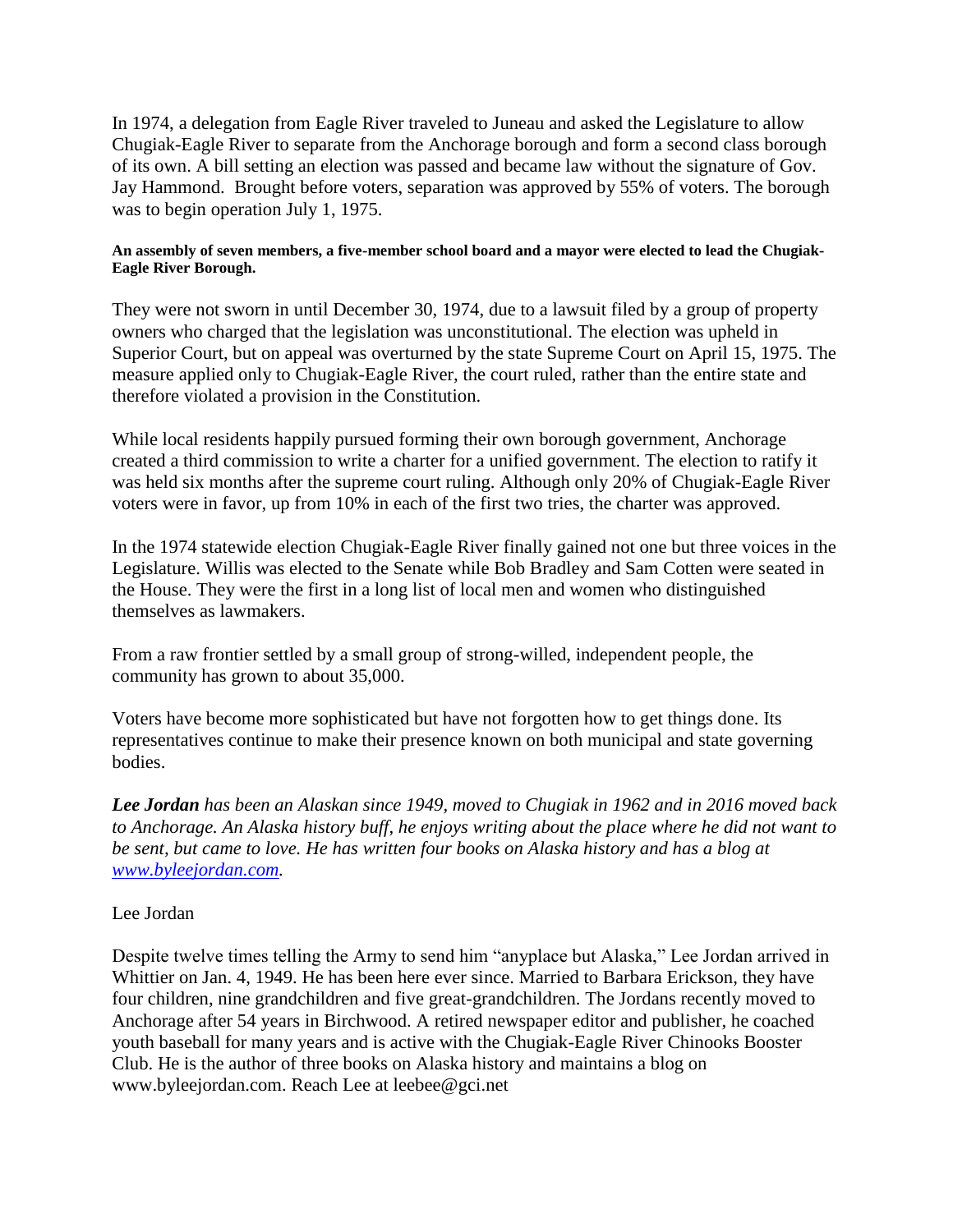In 1974, a delegation from Eagle River traveled to Juneau and asked the Legislature to allow Chugiak-Eagle River to separate from the Anchorage borough and form a second class borough of its own. A bill setting an election was passed and became law without the signature of Gov. Jay Hammond. Brought before voters, separation was approved by 55% of voters. The borough was to begin operation July 1, 1975.

**An assembly of seven members, a five-member school board and a mayor were elected to lead the Chugiak-Eagle River Borough.**

They were not sworn in until December 30, 1974, due to a lawsuit filed by a group of property owners who charged that the legislation was unconstitutional. The election was upheld in Superior Court, but on appeal was overturned by the state Supreme Court on April 15, 1975. The measure applied only to Chugiak-Eagle River, the court ruled, rather than the entire state and therefore violated a provision in the Constitution.

While local residents happily pursued forming their own borough government, Anchorage created a third commission to write a charter for a unified government. The election to ratify it was held six months after the supreme court ruling. Although only 20% of Chugiak-Eagle River voters were in favor, up from 10% in each of the first two tries, the charter was approved.

In the 1974 statewide election Chugiak-Eagle River finally gained not one but three voices in the Legislature. Willis was elected to the Senate while Bob Bradley and Sam Cotten were seated in the House. They were the first in a long list of local men and women who distinguished themselves as lawmakers.

From a raw frontier settled by a small group of strong-willed, independent people, the community has grown to about 35,000.

Voters have become more sophisticated but have not forgotten how to get things done. Its representatives continue to make their presence known on both municipal and state governing bodies.

***Lee Jordan** has been an Alaskan since 1949, moved to Chugiak in 1962 and in 2016 moved back to Anchorage. An Alaska history buff, he enjoys writing about the place where he did not want to be sent, but came to love. He has written four books on Alaska history and has a blog at [www.byleejordan.com](http://www.byleejordan.com).*

Lee Jordan

Despite twelve times telling the Army to send him "anyplace but Alaska," Lee Jordan arrived in Whittier on Jan. 4, 1949. He has been here ever since. Married to Barbara Erickson, they have four children, nine grandchildren and five great-grandchildren. The Jordans recently moved to Anchorage after 54 years in Birchwood. A retired newspaper editor and publisher, he coached youth baseball for many years and is active with the Chugiak-Eagle River Chinooks Booster Club. He is the author of three books on Alaska history and maintains a blog on www.byleejordan.com. Reach Lee at leebee@gci.net